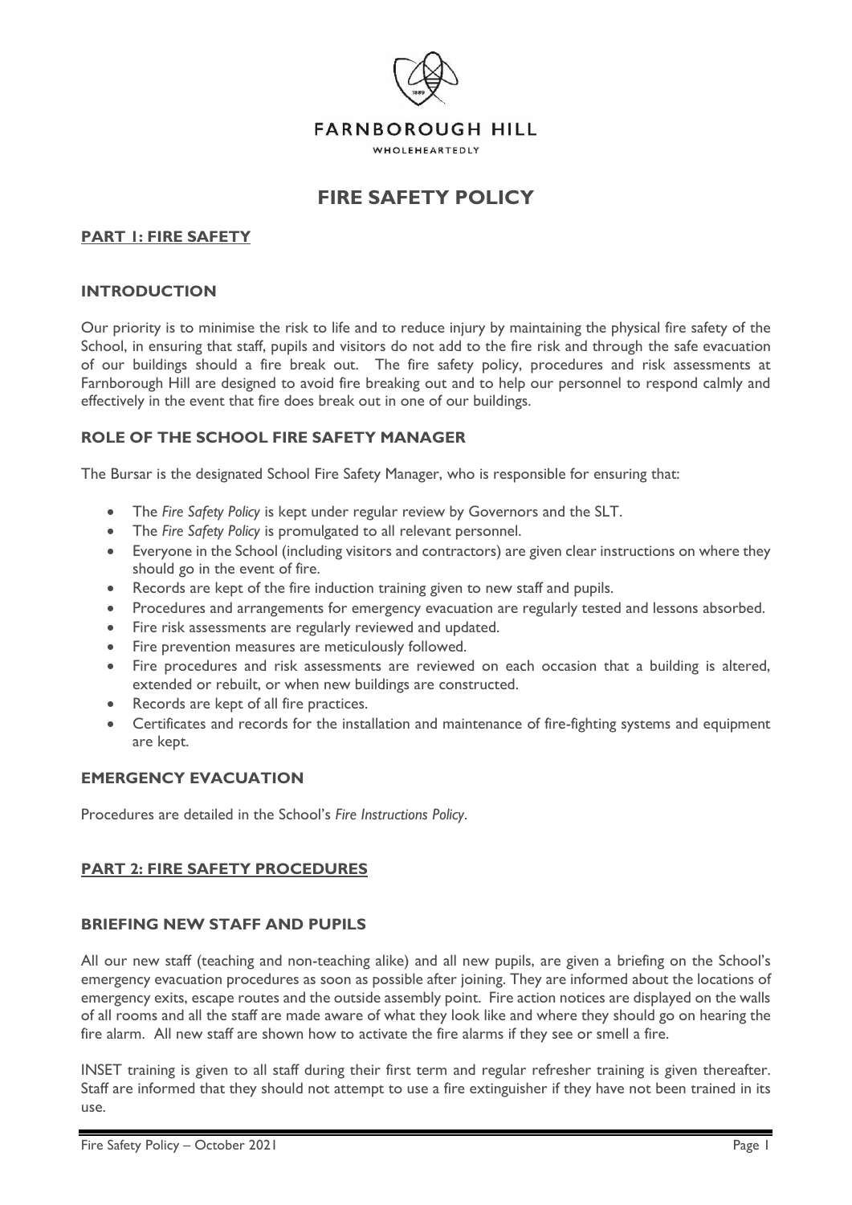FARNBOROUGH HILL

WHOLEHEARTEDLY

# FIRE SAFETY POLICY

## PART 1: FIRE SAFETY

### INTRODUCTION

Our priority is to minimise the risk to life and to reduce injury by maintaining the physical fire safety of the School, in ensuring that staff, pupils and visitors do not add to the fire risk and through the safe evacuation of our buildings should a fire break out. The fire safety policy, procedures and risk assessments at Farnborough Hill are designed to avoid fire breaking out and to help our personnel to respond calmly and effectively in the event that fire does break out in one of our buildings.

### ROLE OF THE SCHOOL FIRE SAFETY MANAGER

The Bursar is the designated School Fire Safety Manager, who is responsible for ensuring that:

- The *Fire Safety Policy* is kept under regular review by Governors and the SLT.
- The *Fire Safety Policy* is promulgated to all relevant personnel.
- Everyone in the School (including visitors and contractors) are given clear instructions on where they should go in the event of fire.
- Records are kept of the fire induction training given to new staff and pupils.
- Procedures and arrangements for emergency evacuation are regularly tested and lessons absorbed.
- Fire risk assessments are regularly reviewed and updated.
- Fire prevention measures are meticulously followed.
- Fire procedures and risk assessments are reviewed on each occasion that a building is altered, extended or rebuilt, or when new buildings are constructed.
- Records are kept of all fire practices.
- Certificates and records for the installation and maintenance of fire-fighting systems and equipment are kept.

### EMERGENCY EVACUATION

Procedures are detailed in the School's *Fire Instructions Policy*.

## PART 2: FIRE SAFETY PROCEDURES

### BRIEFING NEW STAFF AND PUPILS

All our new staff (teaching and non-teaching alike) and all new pupils, are given a briefing on the School's emergency evacuation procedures as soon as possible after joining. They are informed about the locations of emergency exits, escape routes and the outside assembly point. Fire action notices are displayed on the walls of all rooms and all the staff are made aware of what they look like and where they should go on hearing the fire alarm. All new staff are shown how to activate the fire alarms if they see or smell a fire.

INSET training is given to all staff during their first term and regular refresher training is given thereafter. Staff are informed that they should not attempt to use a fire extinguisher if they have not been trained in its use.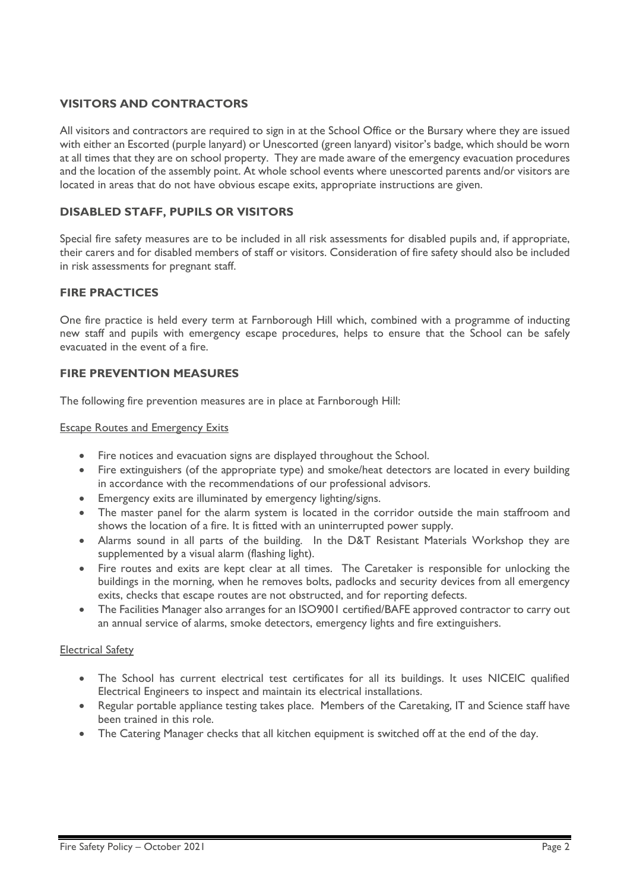## VISITORS AND CONTRACTORS

All visitors and contractors are required to sign in at the School Office or the Bursary where they are issued with either an Escorted (purple lanyard) or Unescorted (green lanyard) visitor's badge, which should be worn at all times that they are on school property. They are made aware of the emergency evacuation procedures and the location of the assembly point. At whole school events where unescorted parents and/or visitors are located in areas that do not have obvious escape exits, appropriate instructions are given.

## DISABLED STAFF, PUPILS OR VISITORS

Special fire safety measures are to be included in all risk assessments for disabled pupils and, if appropriate, their carers and for disabled members of staff or visitors. Consideration of fire safety should also be included in risk assessments for pregnant staff.

## FIRE PRACTICES

One fire practice is held every term at Farnborough Hill which, combined with a programme of inducting new staff and pupils with emergency escape procedures, helps to ensure that the School can be safely evacuated in the event of a fire.

## FIRE PREVENTION MEASURES

The following fire prevention measures are in place at Farnborough Hill:

<u>Escape Routes and Emergency Exits</u>

- Fire notices and evacuation signs are displayed throughout the School.
- Fire extinguishers (of the appropriate type) and smoke/heat detectors are located in every building in accordance with the recommendations of our professional advisors.
- Emergency exits are illuminated by emergency lighting/signs.
- The master panel for the alarm system is located in the corridor outside the main staffroom and shows the location of a fire. It is fitted with an uninterrupted power supply.
- Alarms sound in all parts of the building. In the D&T Resistant Materials Workshop they are supplemented by a visual alarm (flashing light).
- Fire routes and exits are kept clear at all times. The Caretaker is responsible for unlocking the buildings in the morning, when he removes bolts, padlocks and security devices from all emergency exits, checks that escape routes are not obstructed, and for reporting defects.
- The Facilities Manager also arranges for an ISO9001 certified/BAFE approved contractor to carry out an annual service of alarms, smoke detectors, emergency lights and fire extinguishers.

<u>Electrical Safety</u>

- The School has current electrical test certificates for all its buildings. It uses NICEIC qualified Electrical Engineers to inspect and maintain its electrical installations.
- Regular portable appliance testing takes place. Members of the Caretaking, IT and Science staff have been trained in this role.
- The Catering Manager checks that all kitchen equipment is switched off at the end of the day.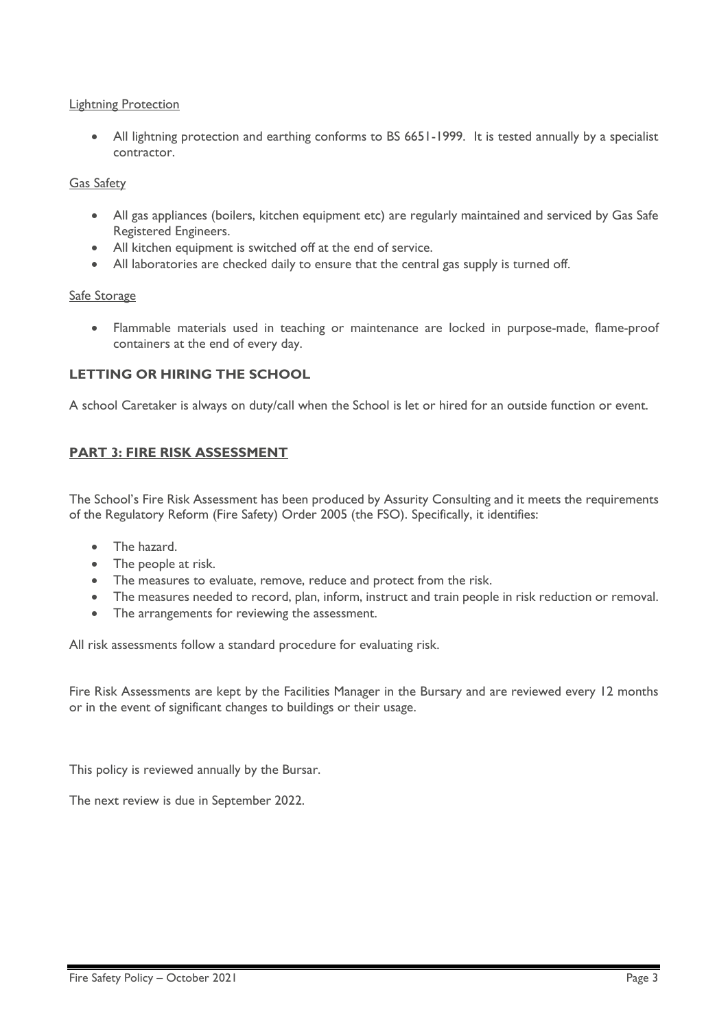Lightning Protection

- All lightning protection and earthing conforms to BS 6651-1999. It is tested annually by a specialist contractor.

Gas Safety

- All gas appliances (boilers, kitchen equipment etc) are regularly maintained and serviced by Gas Safe Registered Engineers.
- All kitchen equipment is switched off at the end of service.
- All laboratories are checked daily to ensure that the central gas supply is turned off.

Safe Storage

- Flammable materials used in teaching or maintenance are locked in purpose-made, flame-proof containers at the end of every day.

## LETTING OR HIRING THE SCHOOL

A school Caretaker is always on duty/call when the School is let or hired for an outside function or event.

## PART 3: FIRE RISK ASSESSMENT

The School's Fire Risk Assessment has been produced by Assurity Consulting and it meets the requirements of the Regulatory Reform (Fire Safety) Order 2005 (the FSO). Specifically, it identifies:

- The hazard.
- The people at risk.
- The measures to evaluate, remove, reduce and protect from the risk.
- The measures needed to record, plan, inform, instruct and train people in risk reduction or removal.
- The arrangements for reviewing the assessment.

All risk assessments follow a standard procedure for evaluating risk.

Fire Risk Assessments are kept by the Facilities Manager in the Bursary and are reviewed every 12 months or in the event of significant changes to buildings or their usage.

This policy is reviewed annually by the Bursar.

The next review is due in September 2022.